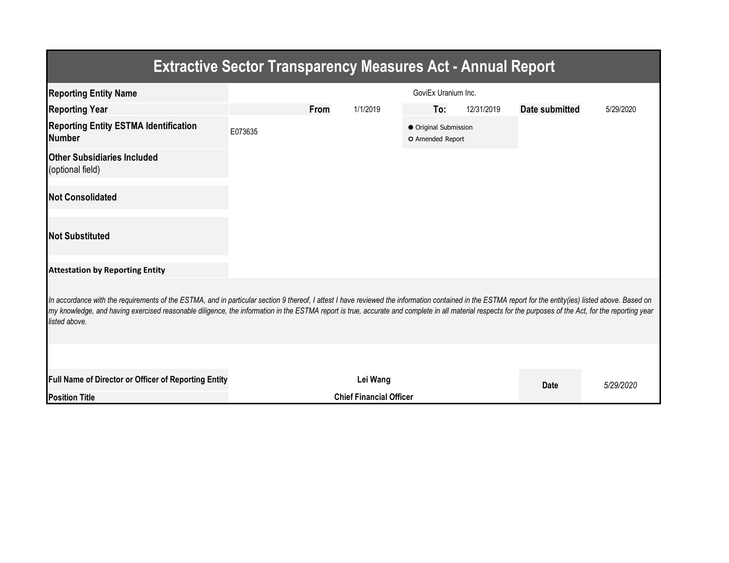# Extractive Sector Transparency Measures Act - Annual Report

| | | | | | | |
|---|---|---|---|---|---|---|
| **Reporting Entity Name** | GoviEx Uranium Inc. | | | | | |
| **Reporting Year** | **From** | 1/1/2019 | **To:** | 12/31/2019 | **Date submitted** | 5/29/2020 |
| **Reporting Entity ESTMA Identification Number** | E073635 | | ● Original Submission<br>○ Amended Report | | | |
| **Other Subsidiaries Included** (optional field) | | | | | | |
| **Not Consolidated** | | | | | | |
| **Not Substituted** | | | | | | |

**Attestation by Reporting Entity**

*In accordance with the requirements of the ESTMA, and in particular section 9 thereof, I attest I have reviewed the information contained in the ESTMA report for the entity(ies) listed above. Based on my knowledge, and having exercised reasonable diligence, the information in the ESTMA report is true, accurate and complete in all material respects for the purposes of the Act, for the reporting year listed above.*

| | | | |
|---|---|---|---|
| **Full Name of Director or Officer of Reporting Entity** | **Lei Wang** | **Date** | *5/29/2020* |
| **Position Title** | **Chief Financial Officer** | | |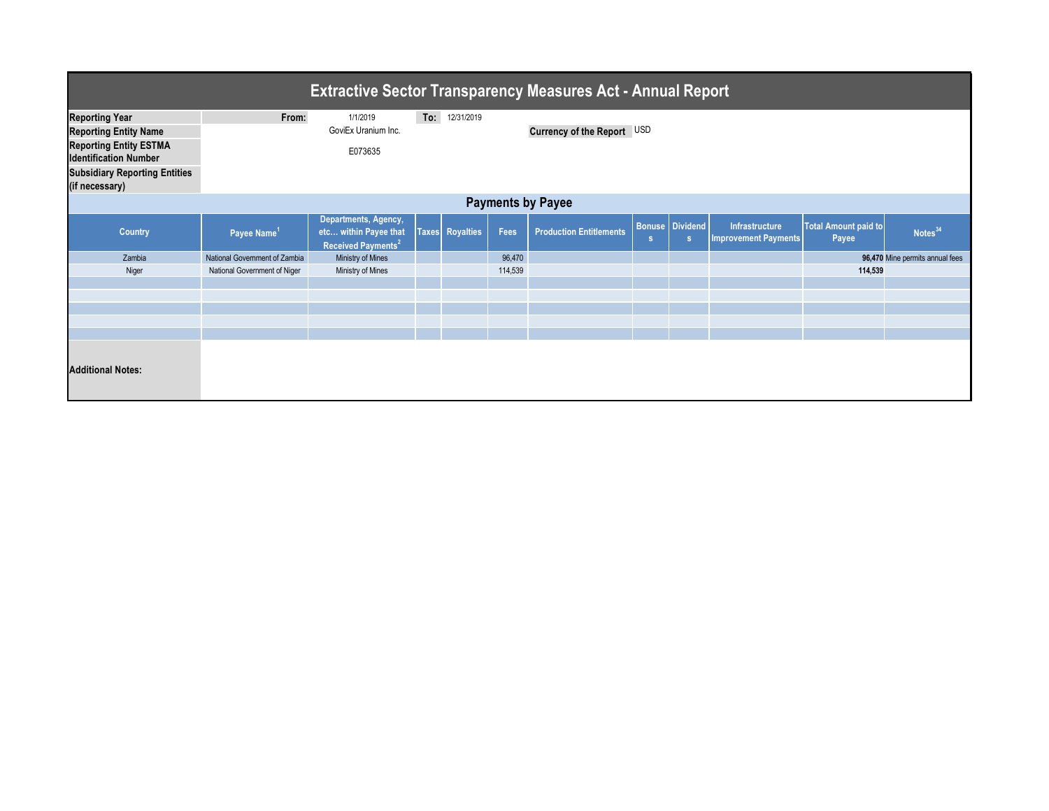# Extractive Sector Transparency Measures Act - Annual Report

| | | | |
|---|---|---|---|
| **Reporting Year** | **From:** 1/1/2019 | **To:** 12/31/2019 | |
| **Reporting Entity Name** | GoviEx Uranium Inc. | **Currency of the Report** | USD |
| **Reporting Entity ESTMA Identification Number** | E073635 | | |
| **Subsidiary Reporting Entities (if necessary)** | | | |

## Payments by Payee

| Country | Payee Name[1] | Departments, Agency, etc... within Payee that Received Payments[2] | Taxes | Royalties | Fees | Production Entitlements | Bonuses | Dividends | Infrastructure Improvement Payments | Total Amount paid to Payee | Notes[34] |
|---|---|---|---|---|---|---|---|---|---|---|---|
| Zambia | National Government of Zambia | Ministry of Mines | | | 96,470 | | | | | **96,470** | Mine permits annual fees |
| Niger | National Government of Niger | Ministry of Mines | | | 114,539 | | | | | **114,539** | |
| | | | | | | | | | | | |
| | | | | | | | | | | | |
| | | | | | | | | | | | |
| | | | | | | | | | | | |
| | | | | | | | | | | | |

**Additional Notes:**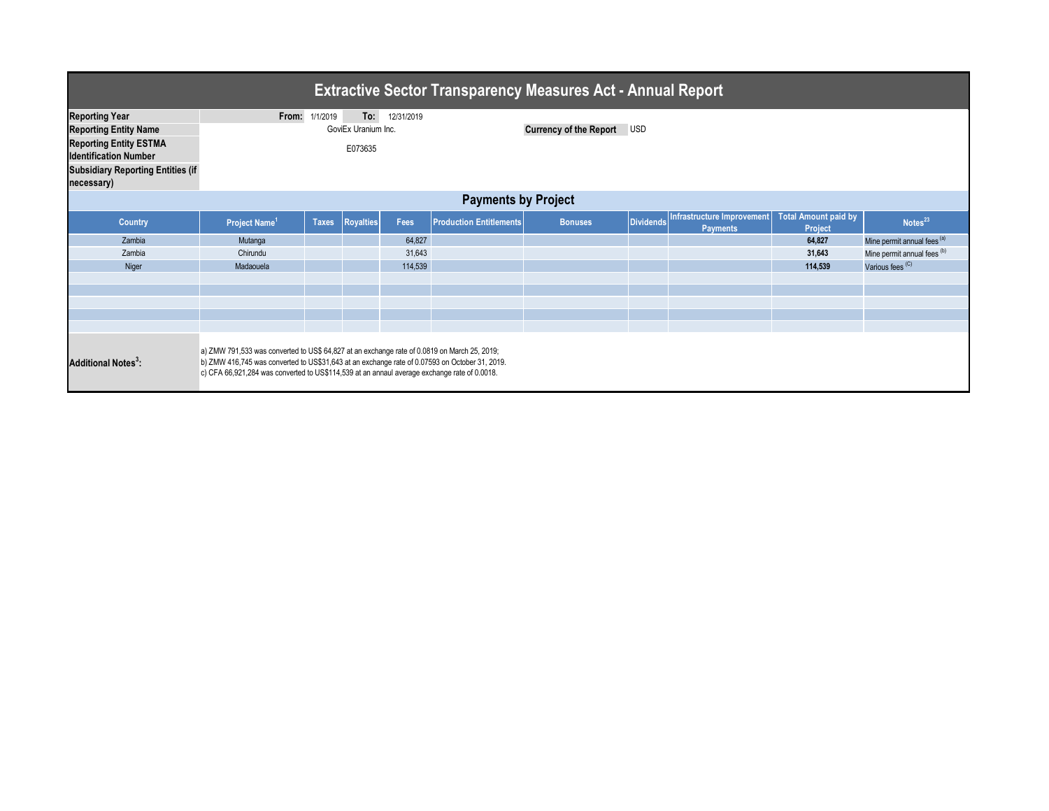# Extractive Sector Transparency Measures Act - Annual Report

| | |
|---|---|
| **Reporting Year** | From: 1/1/2019 To: 12/31/2019 |
| **Reporting Entity Name** | GoviEx Uranium Inc. |
| **Currency of the Report** | USD |
| **Reporting Entity ESTMA Identification Number** | E073635 |
| **Subsidiary Reporting Entities (if necessary)** | |

## Payments by Project

| Country | Project Name[1] | Taxes | Royalties | Fees | Production Entitlements | Bonuses | Dividends | Infrastructure Improvement Payments | Total Amount paid by Project | Notes[23] |
|---|---|---|---|---|---|---|---|---|---|---|
| Zambia | Mutanga | | | 64,827 | | | | | **64,827** | Mine permit annual fees [(a)] |
| Zambia | Chirundu | | | 31,643 | | | | | **31,643** | Mine permit annual fees [(b)] |
| Niger | Madaouela | | | 114,539 | | | | | **114,539** | Various fees [(C)] |

**Additional Notes[3]:**

a) ZMW 791,533 was converted to US$ 64,827 at an exchange rate of 0.0819 on March 25, 2019;
b) ZMW 416,745 was converted to US$31,643 at an exchange rate of 0.07593 on October 31, 2019.
c) CFA 66,921,284 was converted to US$114,539 at an annaul average exchange rate of 0.0018.